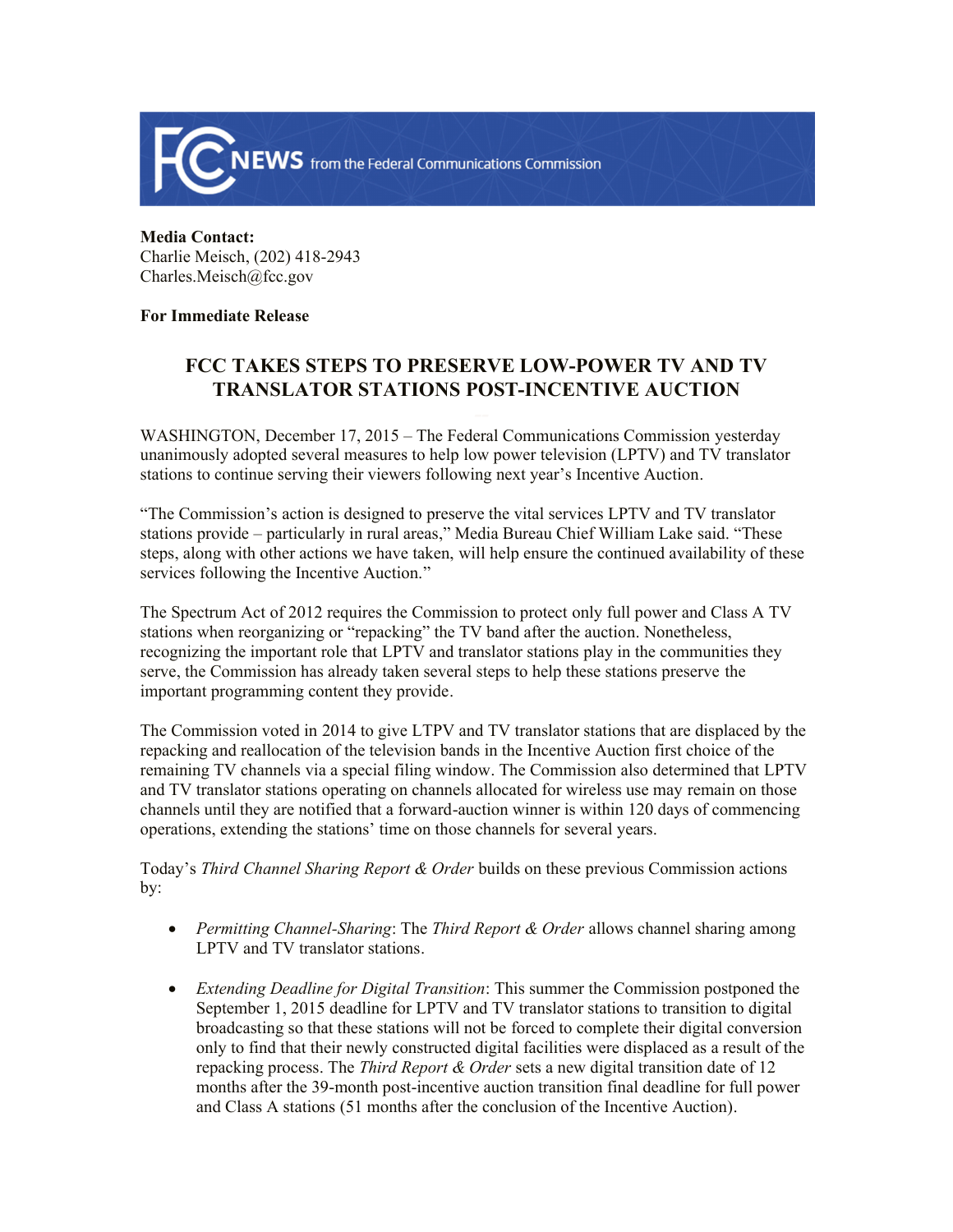**NEWS** from the Federal Communications Commission

**Media Contact:**
Charlie Meisch, (202) 418-2943
Charles.Meisch@fcc.gov

**For Immediate Release**

# FCC TAKES STEPS TO PRESERVE LOW-POWER TV AND TV TRANSLATOR STATIONS POST-INCENTIVE AUCTION

WASHINGTON, December 17, 2015 – The Federal Communications Commission yesterday unanimously adopted several measures to help low power television (LPTV) and TV translator stations to continue serving their viewers following next year's Incentive Auction.

"The Commission's action is designed to preserve the vital services LPTV and TV translator stations provide – particularly in rural areas," Media Bureau Chief William Lake said. "These steps, along with other actions we have taken, will help ensure the continued availability of these services following the Incentive Auction."

The Spectrum Act of 2012 requires the Commission to protect only full power and Class A TV stations when reorganizing or "repacking" the TV band after the auction. Nonetheless, recognizing the important role that LPTV and translator stations play in the communities they serve, the Commission has already taken several steps to help these stations preserve the important programming content they provide.

The Commission voted in 2014 to give LTPV and TV translator stations that are displaced by the repacking and reallocation of the television bands in the Incentive Auction first choice of the remaining TV channels via a special filing window. The Commission also determined that LPTV and TV translator stations operating on channels allocated for wireless use may remain on those channels until they are notified that a forward-auction winner is within 120 days of commencing operations, extending the stations' time on those channels for several years.

Today's *Third Channel Sharing Report & Order* builds on these previous Commission actions by:

- *Permitting Channel-Sharing*: The *Third Report & Order* allows channel sharing among LPTV and TV translator stations.
- *Extending Deadline for Digital Transition*: This summer the Commission postponed the September 1, 2015 deadline for LPTV and TV translator stations to transition to digital broadcasting so that these stations will not be forced to complete their digital conversion only to find that their newly constructed digital facilities were displaced as a result of the repacking process. The *Third Report & Order* sets a new digital transition date of 12 months after the 39-month post-incentive auction transition final deadline for full power and Class A stations (51 months after the conclusion of the Incentive Auction).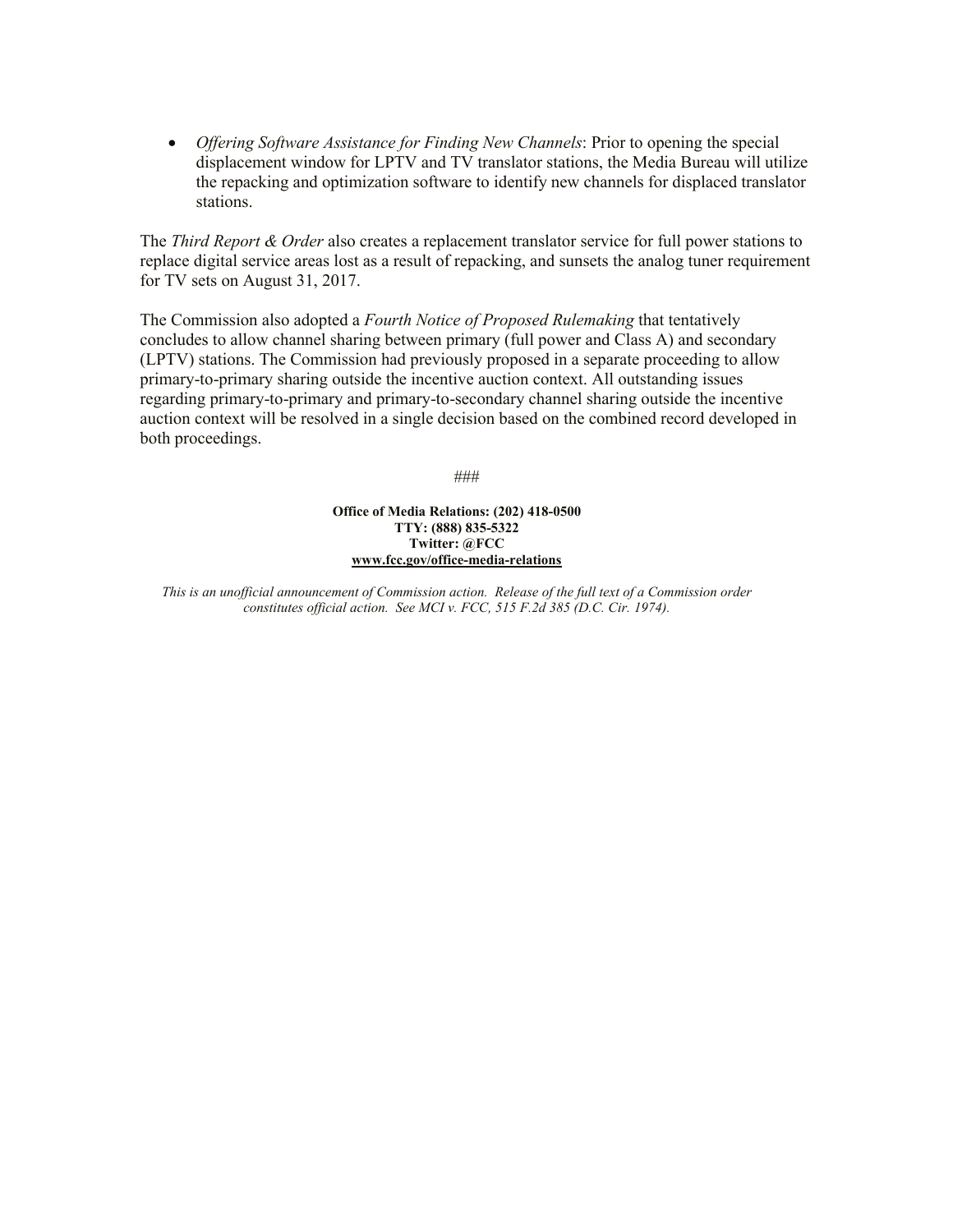- *Offering Software Assistance for Finding New Channels*: Prior to opening the special displacement window for LPTV and TV translator stations, the Media Bureau will utilize the repacking and optimization software to identify new channels for displaced translator stations.

The *Third Report & Order* also creates a replacement translator service for full power stations to replace digital service areas lost as a result of repacking, and sunsets the analog tuner requirement for TV sets on August 31, 2017.

The Commission also adopted a *Fourth Notice of Proposed Rulemaking* that tentatively concludes to allow channel sharing between primary (full power and Class A) and secondary (LPTV) stations. The Commission had previously proposed in a separate proceeding to allow primary-to-primary sharing outside the incentive auction context. All outstanding issues regarding primary-to-primary and primary-to-secondary channel sharing outside the incentive auction context will be resolved in a single decision based on the combined record developed in both proceedings.

###

**Office of Media Relations: (202) 418-0500**
**TTY: (888) 835-5322**
**Twitter: @FCC**
**www.fcc.gov/office-media-relations**

*This is an unofficial announcement of Commission action. Release of the full text of a Commission order constitutes official action. See MCI v. FCC, 515 F.2d 385 (D.C. Cir. 1974).*